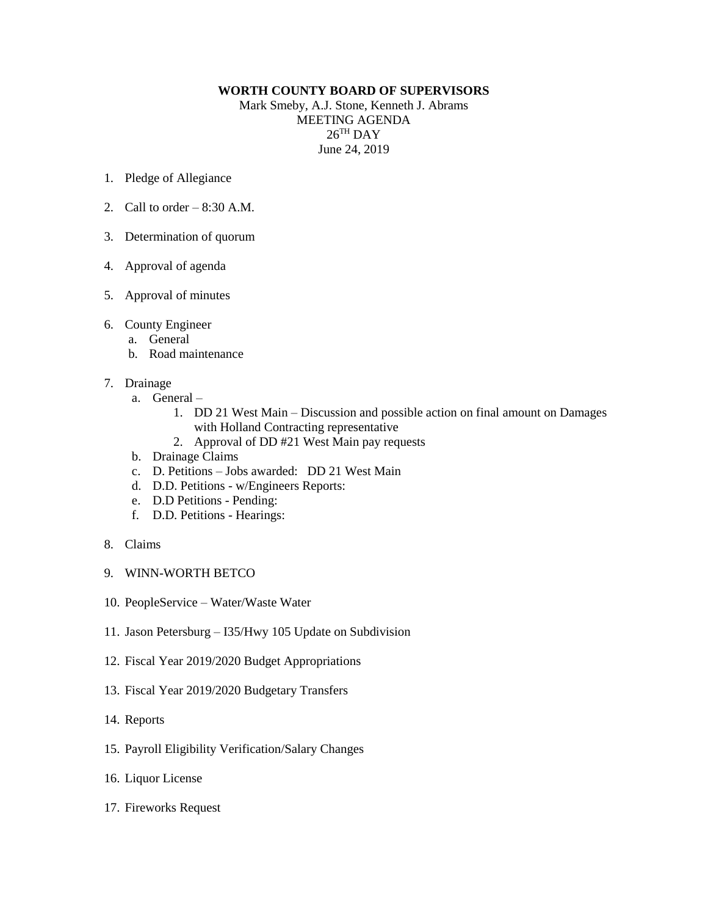**WORTH COUNTY BOARD OF SUPERVISORS**

Mark Smeby, A.J. Stone, Kenneth J. Abrams

MEETING AGENDA

26TH DAY

June 24, 2019

1. Pledge of Allegiance

2. Call to order – 8:30 A.M.

3. Determination of quorum

4. Approval of agenda

5. Approval of minutes

6. County Engineer
   a. General
   b. Road maintenance

7. Drainage
   a. General –
      1. DD 21 West Main – Discussion and possible action on final amount on Damages with Holland Contracting representative
      2. Approval of DD #21 West Main pay requests
   b. Drainage Claims
   c. D. Petitions – Jobs awarded: DD 21 West Main
   d. D.D. Petitions - w/Engineers Reports:
   e. D.D Petitions - Pending:
   f. D.D. Petitions - Hearings:

8. Claims

9. WINN-WORTH BETCO

10. PeopleService – Water/Waste Water

11. Jason Petersburg – I35/Hwy 105 Update on Subdivision

12. Fiscal Year 2019/2020 Budget Appropriations

13. Fiscal Year 2019/2020 Budgetary Transfers

14. Reports

15. Payroll Eligibility Verification/Salary Changes

16. Liquor License

17. Fireworks Request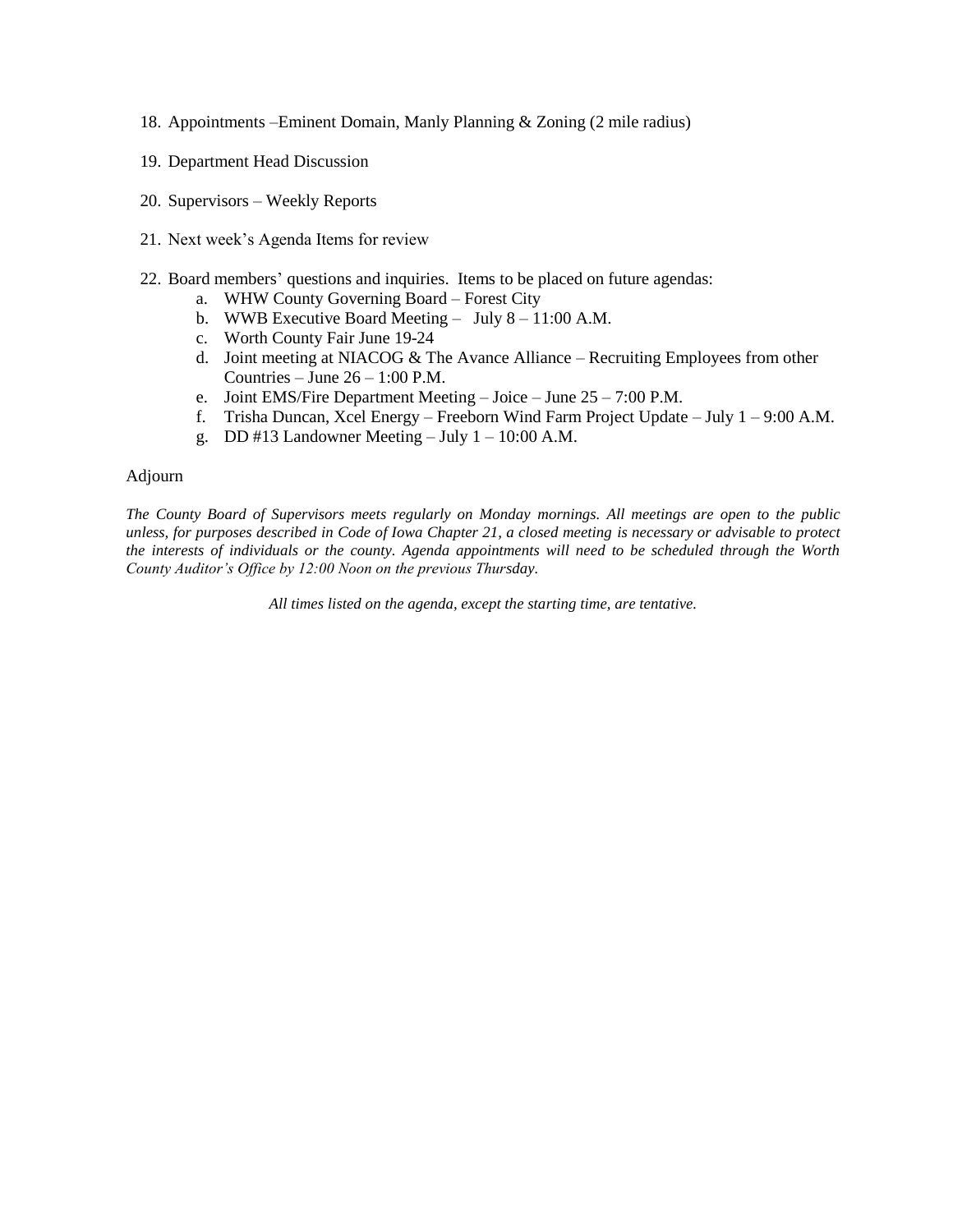18. Appointments –Eminent Domain, Manly Planning & Zoning (2 mile radius)

19. Department Head Discussion

20. Supervisors – Weekly Reports

21. Next week's Agenda Items for review

22. Board members' questions and inquiries. Items to be placed on future agendas:
    a. WHW County Governing Board – Forest City
    b. WWB Executive Board Meeting – July 8 – 11:00 A.M.
    c. Worth County Fair June 19-24
    d. Joint meeting at NIACOG & The Avance Alliance – Recruiting Employees from other Countries – June 26 – 1:00 P.M.
    e. Joint EMS/Fire Department Meeting – Joice – June 25 – 7:00 P.M.
    f. Trisha Duncan, Xcel Energy – Freeborn Wind Farm Project Update – July 1 – 9:00 A.M.
    g. DD #13 Landowner Meeting – July 1 – 10:00 A.M.

Adjourn

*The County Board of Supervisors meets regularly on Monday mornings. All meetings are open to the public unless, for purposes described in Code of Iowa Chapter 21, a closed meeting is necessary or advisable to protect the interests of individuals or the county. Agenda appointments will need to be scheduled through the Worth County Auditor's Office by 12:00 Noon on the previous Thursday.*

*All times listed on the agenda, except the starting time, are tentative.*